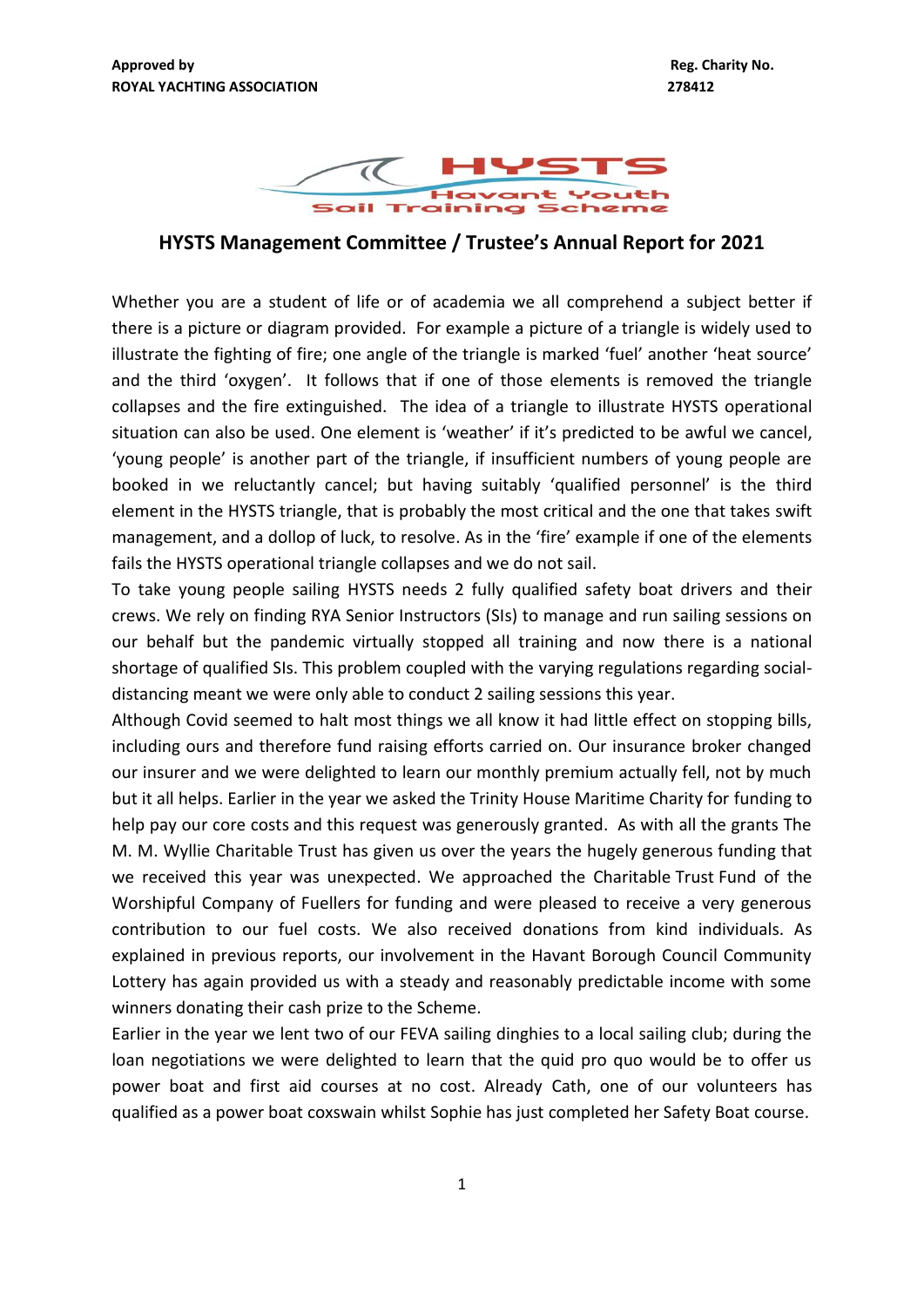**Approved by**
**ROYAL YACHTING ASSOCIATION**

**Reg. Charity No.**
**278412**

HYSTS
Havant Youth Sail Training Scheme

## HYSTS Management Committee / Trustee's Annual Report for 2021

Whether you are a student of life or of academia we all comprehend a subject better if there is a picture or diagram provided. For example a picture of a triangle is widely used to illustrate the fighting of fire; one angle of the triangle is marked 'fuel' another 'heat source' and the third 'oxygen'. It follows that if one of those elements is removed the triangle collapses and the fire extinguished. The idea of a triangle to illustrate HYSTS operational situation can also be used. One element is 'weather' if it's predicted to be awful we cancel, 'young people' is another part of the triangle, if insufficient numbers of young people are booked in we reluctantly cancel; but having suitably 'qualified personnel' is the third element in the HYSTS triangle, that is probably the most critical and the one that takes swift management, and a dollop of luck, to resolve. As in the 'fire' example if one of the elements fails the HYSTS operational triangle collapses and we do not sail.

To take young people sailing HYSTS needs 2 fully qualified safety boat drivers and their crews. We rely on finding RYA Senior Instructors (SIs) to manage and run sailing sessions on our behalf but the pandemic virtually stopped all training and now there is a national shortage of qualified SIs. This problem coupled with the varying regulations regarding social-distancing meant we were only able to conduct 2 sailing sessions this year.

Although Covid seemed to halt most things we all know it had little effect on stopping bills, including ours and therefore fund raising efforts carried on. Our insurance broker changed our insurer and we were delighted to learn our monthly premium actually fell, not by much but it all helps. Earlier in the year we asked the Trinity House Maritime Charity for funding to help pay our core costs and this request was generously granted. As with all the grants The M. M. Wyllie Charitable Trust has given us over the years the hugely generous funding that we received this year was unexpected. We approached the Charitable Trust Fund of the Worshipful Company of Fuellers for funding and were pleased to receive a very generous contribution to our fuel costs. We also received donations from kind individuals. As explained in previous reports, our involvement in the Havant Borough Council Community Lottery has again provided us with a steady and reasonably predictable income with some winners donating their cash prize to the Scheme.

Earlier in the year we lent two of our FEVA sailing dinghies to a local sailing club; during the loan negotiations we were delighted to learn that the quid pro quo would be to offer us power boat and first aid courses at no cost. Already Cath, one of our volunteers has qualified as a power boat coxswain whilst Sophie has just completed her Safety Boat course.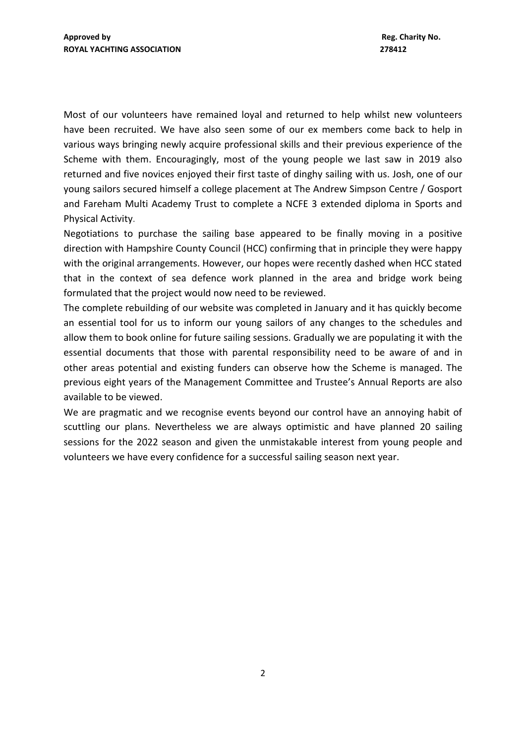Most of our volunteers have remained loyal and returned to help whilst new volunteers have been recruited. We have also seen some of our ex members come back to help in various ways bringing newly acquire professional skills and their previous experience of the Scheme with them. Encouragingly, most of the young people we last saw in 2019 also returned and five novices enjoyed their first taste of dinghy sailing with us. Josh, one of our young sailors secured himself a college placement at The Andrew Simpson Centre / Gosport and Fareham Multi Academy Trust to complete a NCFE 3 extended diploma in Sports and Physical Activity.

Negotiations to purchase the sailing base appeared to be finally moving in a positive direction with Hampshire County Council (HCC) confirming that in principle they were happy with the original arrangements. However, our hopes were recently dashed when HCC stated that in the context of sea defence work planned in the area and bridge work being formulated that the project would now need to be reviewed.

The complete rebuilding of our website was completed in January and it has quickly become an essential tool for us to inform our young sailors of any changes to the schedules and allow them to book online for future sailing sessions. Gradually we are populating it with the essential documents that those with parental responsibility need to be aware of and in other areas potential and existing funders can observe how the Scheme is managed. The previous eight years of the Management Committee and Trustee's Annual Reports are also available to be viewed.

We are pragmatic and we recognise events beyond our control have an annoying habit of scuttling our plans. Nevertheless we are always optimistic and have planned 20 sailing sessions for the 2022 season and given the unmistakable interest from young people and volunteers we have every confidence for a successful sailing season next year.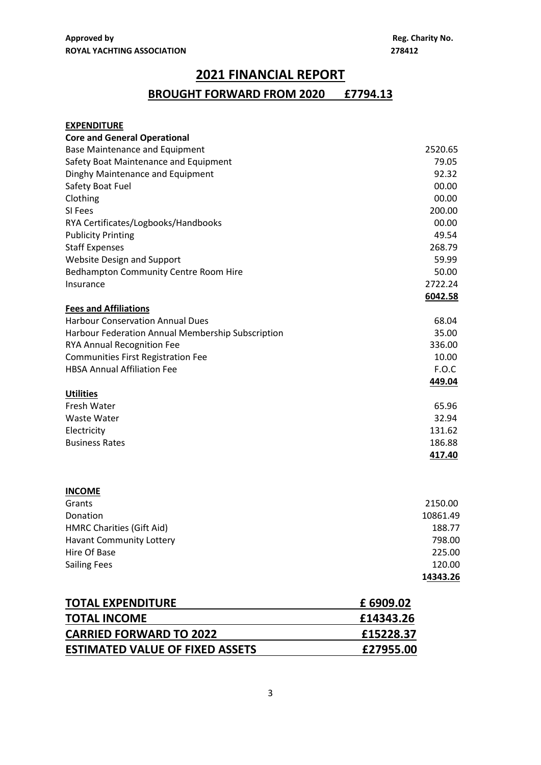**Approved by**
**ROYAL YACHTING ASSOCIATION**

**Reg. Charity No.**
**278412**

# 2021 FINANCIAL REPORT

## BROUGHT FORWARD FROM 2020 £7794.13

**EXPENDITURE**

| **Core and General Operational** | |
|---|---|
| Base Maintenance and Equipment | 2520.65 |
| Safety Boat Maintenance and Equipment | 79.05 |
| Dinghy Maintenance and Equipment | 92.32 |
| Safety Boat Fuel | 00.00 |
| Clothing | 00.00 |
| SI Fees | 200.00 |
| RYA Certificates/Logbooks/Handbooks | 00.00 |
| Publicity Printing | 49.54 |
| Staff Expenses | 268.79 |
| Website Design and Support | 59.99 |
| Bedhampton Community Centre Room Hire | 50.00 |
| Insurance | 2722.24 |
| | **6042.58** |
| **Fees and Affiliations** | |
| Harbour Conservation Annual Dues | 68.04 |
| Harbour Federation Annual Membership Subscription | 35.00 |
| RYA Annual Recognition Fee | 336.00 |
| Communities First Registration Fee | 10.00 |
| HBSA Annual Affiliation Fee | F.O.C |
| | **449.04** |
| **Utilities** | |
| Fresh Water | 65.96 |
| Waste Water | 32.94 |
| Electricity | 131.62 |
| Business Rates | 186.88 |
| | **417.40** |

**INCOME**

| | |
|---|---|
| Grants | 2150.00 |
| Donation | 10861.49 |
| HMRC Charities (Gift Aid) | 188.77 |
| Havant Community Lottery | 798.00 |
| Hire Of Base | 225.00 |
| Sailing Fees | 120.00 |
| | **14343.26** |

| | |
|---|---|
| **TOTAL EXPENDITURE** | **£ 6909.02** |
| **TOTAL INCOME** | **£14343.26** |
| **CARRIED FORWARD TO 2022** | **£15228.37** |
| **ESTIMATED VALUE OF FIXED ASSETS** | **£27955.00** |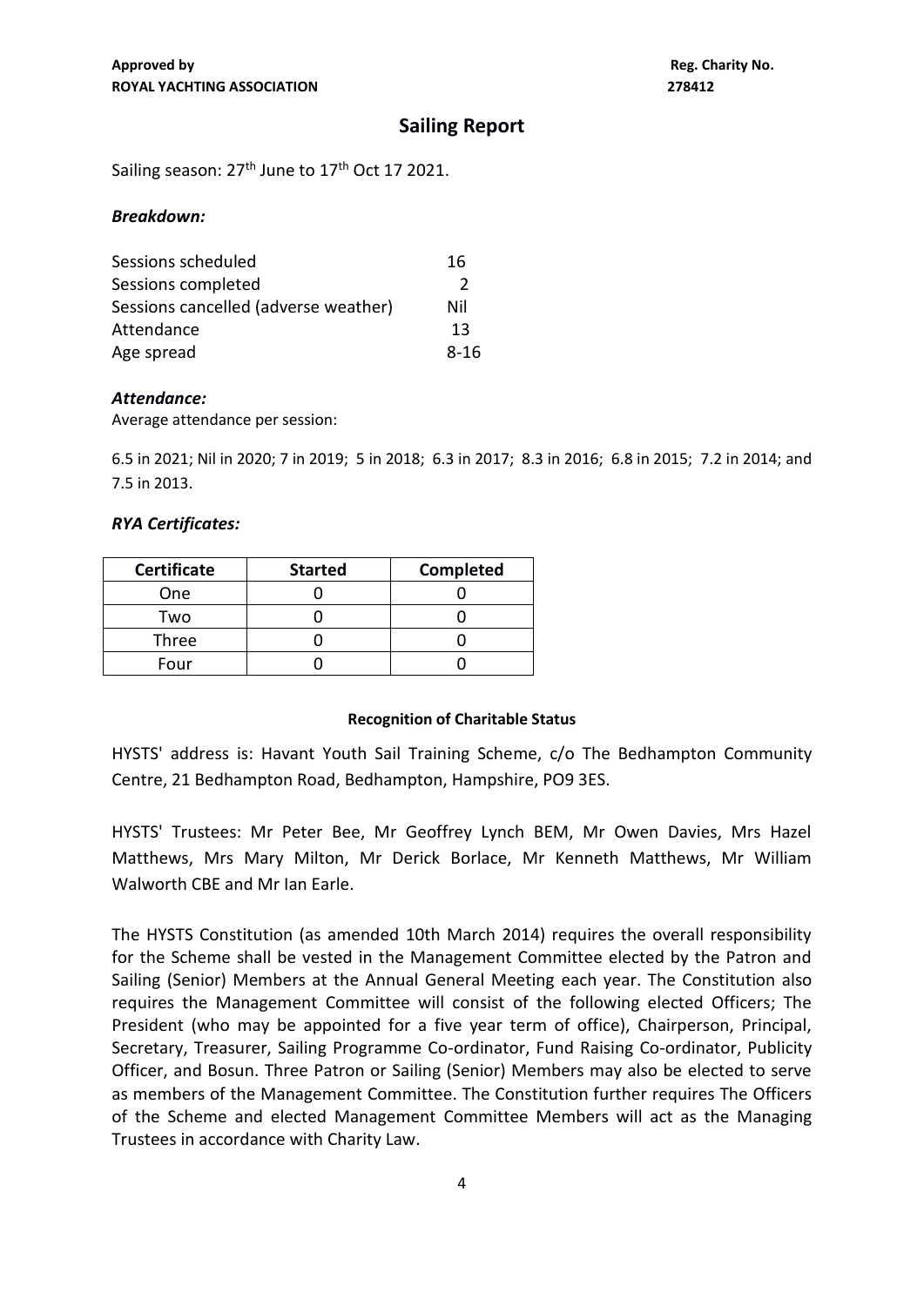**Approved by**
**ROYAL YACHTING ASSOCIATION**

**Reg. Charity No.**
**278412**

## Sailing Report

Sailing season: 27th June to 17th Oct 17 2021.

### *Breakdown:*

| | |
|---|---|
| Sessions scheduled | 16 |
| Sessions completed | 2 |
| Sessions cancelled (adverse weather) | Nil |
| Attendance | 13 |
| Age spread | 8-16 |

### *Attendance:*

Average attendance per session:

6.5 in 2021; Nil in 2020; 7 in 2019; 5 in 2018; 6.3 in 2017; 8.3 in 2016; 6.8 in 2015; 7.2 in 2014; and 7.5 in 2013.

### *RYA Certificates:*

| Certificate | Started | Completed |
|---|---|---|
| One | 0 | 0 |
| Two | 0 | 0 |
| Three | 0 | 0 |
| Four | 0 | 0 |

#### Recognition of Charitable Status

HYSTS' address is: Havant Youth Sail Training Scheme, c/o The Bedhampton Community Centre, 21 Bedhampton Road, Bedhampton, Hampshire, PO9 3ES.

HYSTS' Trustees: Mr Peter Bee, Mr Geoffrey Lynch BEM, Mr Owen Davies, Mrs Hazel Matthews, Mrs Mary Milton, Mr Derick Borlace, Mr Kenneth Matthews, Mr William Walworth CBE and Mr Ian Earle.

The HYSTS Constitution (as amended 10th March 2014) requires the overall responsibility for the Scheme shall be vested in the Management Committee elected by the Patron and Sailing (Senior) Members at the Annual General Meeting each year. The Constitution also requires the Management Committee will consist of the following elected Officers; The President (who may be appointed for a five year term of office), Chairperson, Principal, Secretary, Treasurer, Sailing Programme Co-ordinator, Fund Raising Co-ordinator, Publicity Officer, and Bosun. Three Patron or Sailing (Senior) Members may also be elected to serve as members of the Management Committee. The Constitution further requires The Officers of the Scheme and elected Management Committee Members will act as the Managing Trustees in accordance with Charity Law.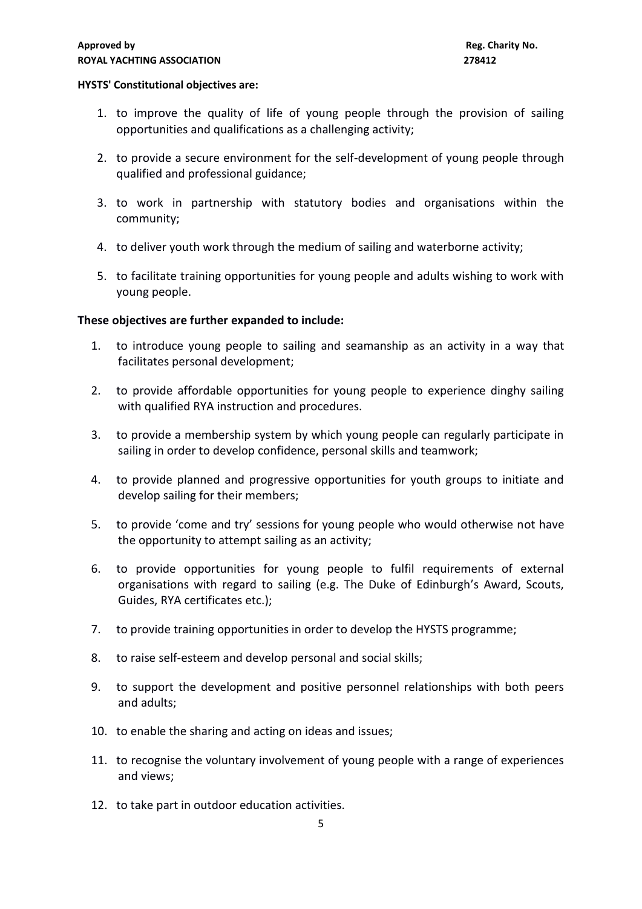**HYSTS' Constitutional objectives are:**

1. to improve the quality of life of young people through the provision of sailing opportunities and qualifications as a challenging activity;
2. to provide a secure environment for the self-development of young people through qualified and professional guidance;
3. to work in partnership with statutory bodies and organisations within the community;
4. to deliver youth work through the medium of sailing and waterborne activity;
5. to facilitate training opportunities for young people and adults wishing to work with young people.

**These objectives are further expanded to include:**

1. to introduce young people to sailing and seamanship as an activity in a way that facilitates personal development;
2. to provide affordable opportunities for young people to experience dinghy sailing with qualified RYA instruction and procedures.
3. to provide a membership system by which young people can regularly participate in sailing in order to develop confidence, personal skills and teamwork;
4. to provide planned and progressive opportunities for youth groups to initiate and develop sailing for their members;
5. to provide 'come and try' sessions for young people who would otherwise not have the opportunity to attempt sailing as an activity;
6. to provide opportunities for young people to fulfil requirements of external organisations with regard to sailing (e.g. The Duke of Edinburgh's Award, Scouts, Guides, RYA certificates etc.);
7. to provide training opportunities in order to develop the HYSTS programme;
8. to raise self-esteem and develop personal and social skills;
9. to support the development and positive personnel relationships with both peers and adults;
10. to enable the sharing and acting on ideas and issues;
11. to recognise the voluntary involvement of young people with a range of experiences and views;
12. to take part in outdoor education activities.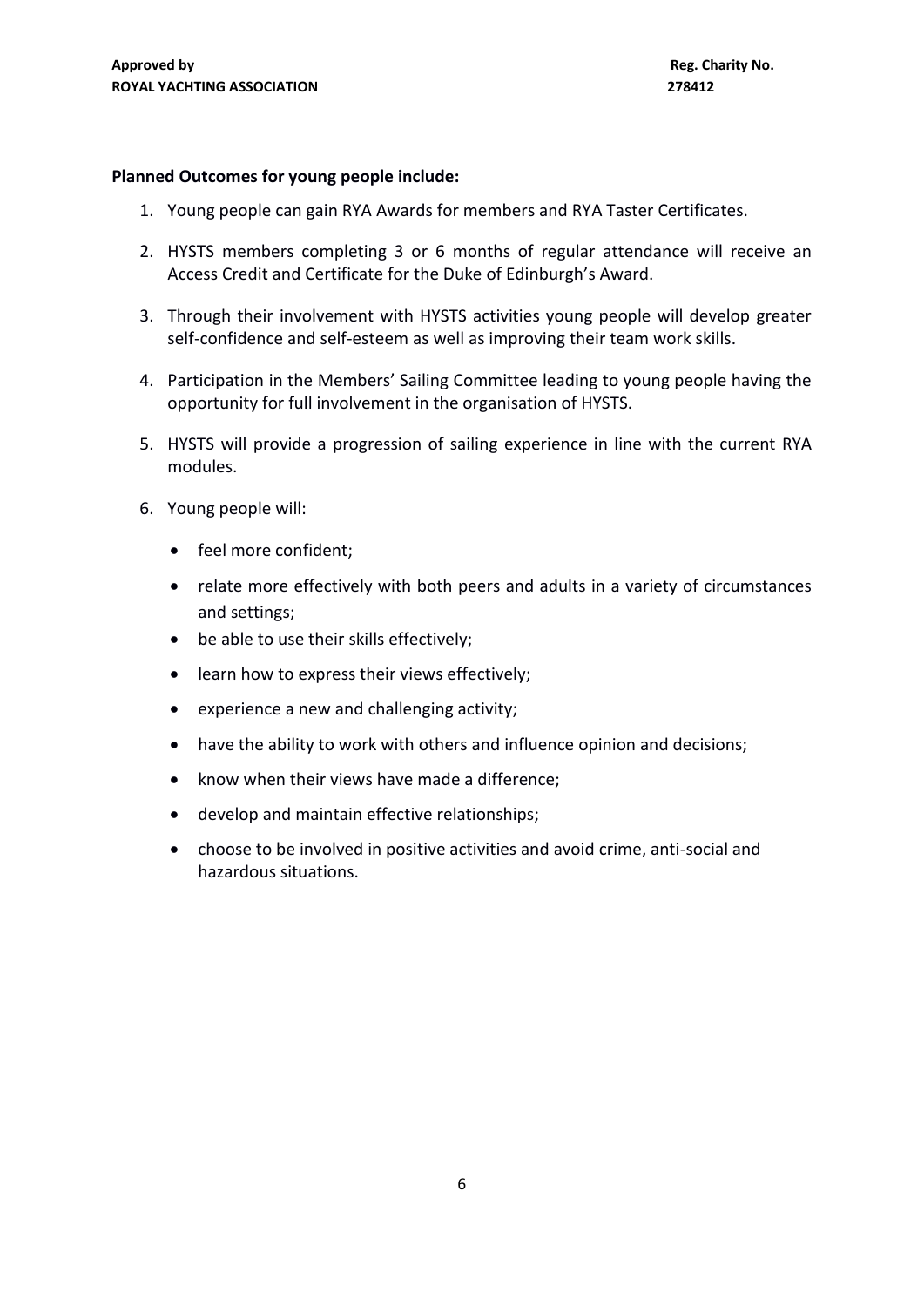**Planned Outcomes for young people include:**

1. Young people can gain RYA Awards for members and RYA Taster Certificates.
2. HYSTS members completing 3 or 6 months of regular attendance will receive an Access Credit and Certificate for the Duke of Edinburgh's Award.
3. Through their involvement with HYSTS activities young people will develop greater self-confidence and self-esteem as well as improving their team work skills.
4. Participation in the Members' Sailing Committee leading to young people having the opportunity for full involvement in the organisation of HYSTS.
5. HYSTS will provide a progression of sailing experience in line with the current RYA modules.
6. Young people will:
    - feel more confident;
    - relate more effectively with both peers and adults in a variety of circumstances and settings;
    - be able to use their skills effectively;
    - learn how to express their views effectively;
    - experience a new and challenging activity;
    - have the ability to work with others and influence opinion and decisions;
    - know when their views have made a difference;
    - develop and maintain effective relationships;
    - choose to be involved in positive activities and avoid crime, anti-social and hazardous situations.